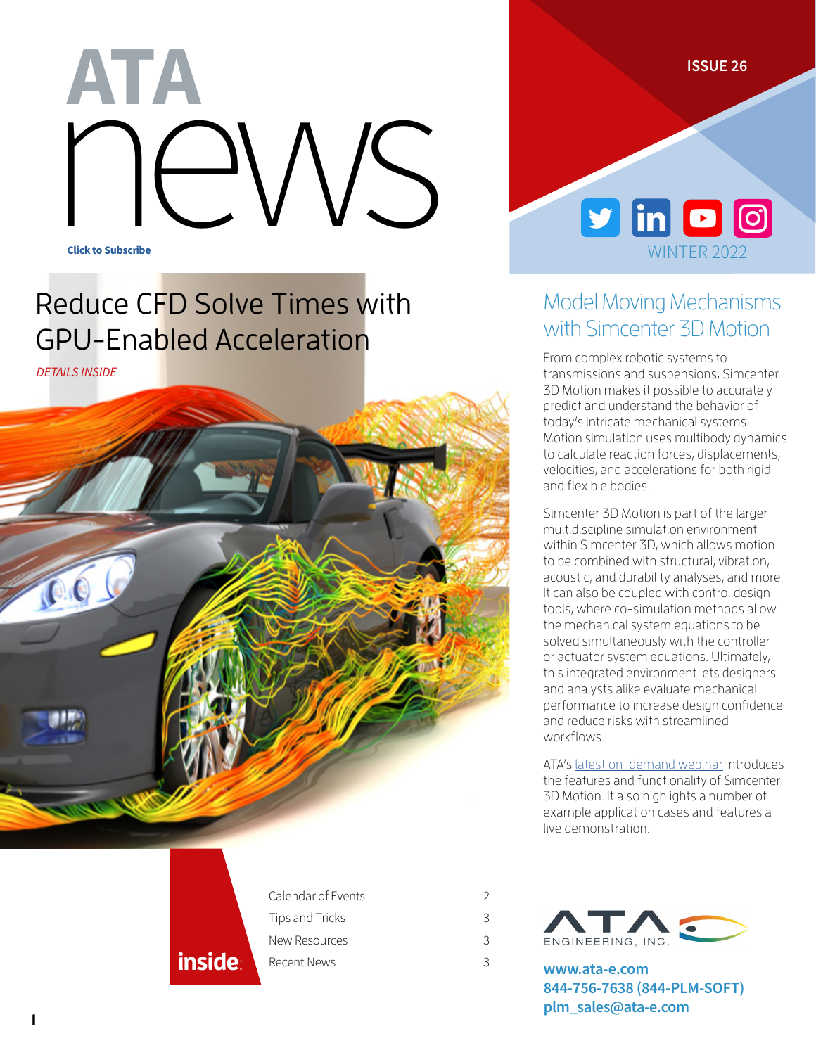# ATA news

Click to Subscribe

ISSUE 26

WINTER 2022

## Reduce CFD Solve Times with GPU-Enabled Acceleration

*DETAILS INSIDE*

## Model Moving Mechanisms with Simcenter 3D Motion

From complex robotic systems to transmissions and suspensions, Simcenter 3D Motion makes it possible to accurately predict and understand the behavior of today's intricate mechanical systems. Motion simulation uses multibody dynamics to calculate reaction forces, displacements, velocities, and accelerations for both rigid and flexible bodies.

Simcenter 3D Motion is part of the larger multidiscipline simulation environment within Simcenter 3D, which allows motion to be combined with structural, vibration, acoustic, and durability analyses, and more. It can also be coupled with control design tools, where co-simulation methods allow the mechanical system equations to be solved simultaneously with the controller or actuator system equations. Ultimately, this integrated environment lets designers and analysts alike evaluate mechanical performance to increase design confidence and reduce risks with streamlined workflows.

ATA's latest on-demand webinar introduces the features and functionality of Simcenter 3D Motion. It also highlights a number of example application cases and features a live demonstration.

**inside:**

| | |
|---|---|
| Calendar of Events | 2 |
| Tips and Tricks | 3 |
| New Resources | 3 |
| Recent News | 3 |

ATA ENGINEERING, INC.

**www.ata-e.com**
**844-756-7638 (844-PLM-SOFT)**
**plm_sales@ata-e.com**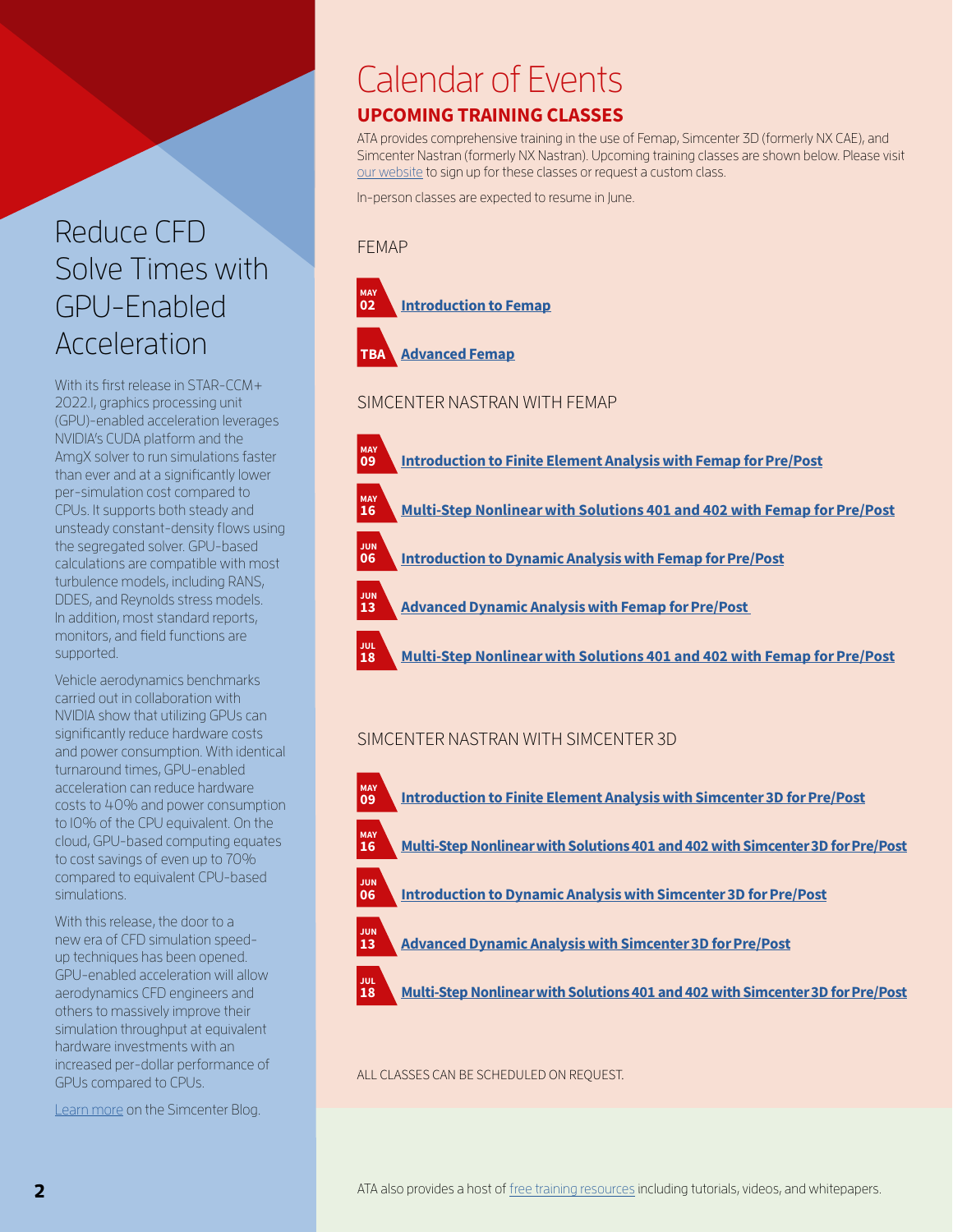# Reduce CFD Solve Times with GPU-Enabled Acceleration

With its first release in STAR-CCM+ 2022.1, graphics processing unit (GPU)-enabled acceleration leverages NVIDIA's CUDA platform and the AmgX solver to run simulations faster than ever and at a significantly lower per-simulation cost compared to CPUs. It supports both steady and unsteady constant-density flows using the segregated solver. GPU-based calculations are compatible with most turbulence models, including RANS, DDES, and Reynolds stress models. In addition, most standard reports, monitors, and field functions are supported.

Vehicle aerodynamics benchmarks carried out in collaboration with NVIDIA show that utilizing GPUs can significantly reduce hardware costs and power consumption. With identical turnaround times, GPU-enabled acceleration can reduce hardware costs to 40% and power consumption to 10% of the CPU equivalent. On the cloud, GPU-based computing equates to cost savings of even up to 70% compared to equivalent CPU-based simulations.

With this release, the door to a new era of CFD simulation speed-up techniques has been opened. GPU-enabled acceleration will allow aerodynamics CFD engineers and others to massively improve their simulation throughput at equivalent hardware investments with an increased per-dollar performance of GPUs compared to CPUs.

Learn more on the Simcenter Blog.

# Calendar of Events

## UPCOMING TRAINING CLASSES

ATA provides comprehensive training in the use of Femap, Simcenter 3D (formerly NX CAE), and Simcenter Nastran (formerly NX Nastran). Upcoming training classes are shown below. Please visit our website to sign up for these classes or request a custom class.

In-person classes are expected to resume in June.

### FEMAP

- **MAY 02** — **Introduction to Femap**
- **TBA** — **Advanced Femap**

### SIMCENTER NASTRAN WITH FEMAP

- **MAY 09** — **Introduction to Finite Element Analysis with Femap for Pre/Post**
- **MAY 16** — **Multi-Step Nonlinear with Solutions 401 and 402 with Femap for Pre/Post**
- **JUN 06** — **Introduction to Dynamic Analysis with Femap for Pre/Post**
- **JUN 13** — **Advanced Dynamic Analysis with Femap for Pre/Post**
- **JUL 18** — **Multi-Step Nonlinear with Solutions 401 and 402 with Femap for Pre/Post**

### SIMCENTER NASTRAN WITH SIMCENTER 3D

- **MAY 09** — **Introduction to Finite Element Analysis with Simcenter 3D for Pre/Post**
- **MAY 16** — **Multi-Step Nonlinear with Solutions 401 and 402 with Simcenter 3D for Pre/Post**
- **JUN 06** — **Introduction to Dynamic Analysis with Simcenter 3D for Pre/Post**
- **JUN 13** — **Advanced Dynamic Analysis with Simcenter 3D for Pre/Post**
- **JUL 18** — **Multi-Step Nonlinear with Solutions 401 and 402 with Simcenter 3D for Pre/Post**

ALL CLASSES CAN BE SCHEDULED ON REQUEST.

ATA also provides a host of free training resources including tutorials, videos, and whitepapers.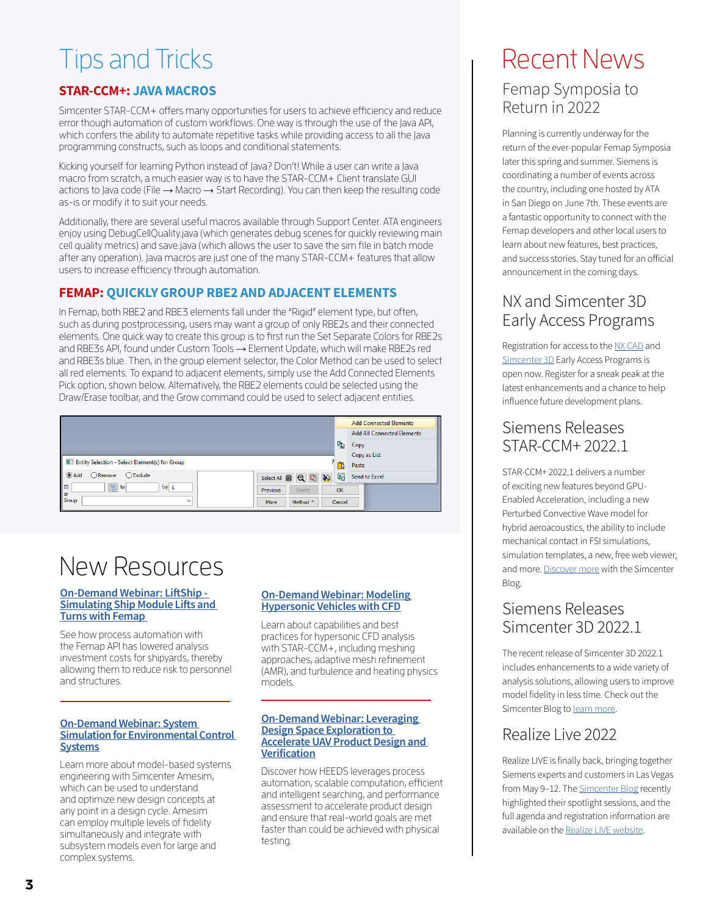# Tips and Tricks

## STAR-CCM+: JAVA MACROS

Simcenter STAR-CCM+ offers many opportunities for users to achieve efficiency and reduce error though automation of custom workflows. One way is through the use of the Java API, which confers the ability to automate repetitive tasks while providing access to all the Java programming constructs, such as loops and conditional statements.

Kicking yourself for learning Python instead of Java? Don't! While a user can write a Java macro from scratch, a much easier way is to have the STAR-CCM+ Client translate GUI actions to Java code (File → Macro → Start Recording). You can then keep the resulting code as-is or modify it to suit your needs.

Additionally, there are several useful macros available through Support Center. ATA engineers enjoy using DebugCellQuality.java (which generates debug scenes for quickly reviewing main cell quality metrics) and save.java (which allows the user to save the sim file in batch mode after any operation). Java macros are just one of the many STAR-CCM+ features that allow users to increase efficiency through automation.

## FEMAP: QUICKLY GROUP RBE2 AND ADJACENT ELEMENTS

In Femap, both RBE2 and RBE3 elements fall under the "Rigid" element type, but often, such as during postprocessing, users may want a group of only RBE2s and their connected elements. One quick way to create this group is to first run the Set Separate Colors for RBE2s and RBE3s API, found under Custom Tools → Element Update, which will make RBE2s red and RBE3s blue. Then, in the group element selector, the Color Method can be used to select all red elements. To expand to adjacent elements, simply use the Add Connected Elements Pick option, shown below. Alternatively, the RBE2 elements could be selected using the Draw/Erase toolbar, and the Grow command could be used to select adjacent entities.

# New Resources

### On-Demand Webinar: LiftShip - Simulating Ship Module Lifts and Turns with Femap

See how process automation with the Femap API has lowered analysis investment costs for shipyards, thereby allowing them to reduce risk to personnel and structures.

### On-Demand Webinar: System Simulation for Environmental Control Systems

Learn more about model-based systems engineering with Simcenter Amesim, which can be used to understand and optimize new design concepts at any point in a design cycle. Amesim can employ multiple levels of fidelity simultaneously and integrate with subsystem models even for large and complex systems.

### On-Demand Webinar: Modeling Hypersonic Vehicles with CFD

Learn about capabilities and best practices for hypersonic CFD analysis with STAR-CCM+, including meshing approaches, adaptive mesh refinement (AMR), and turbulence and heating physics models.

### On-Demand Webinar: Leveraging Design Space Exploration to Accelerate UAV Product Design and Verification

Discover how HEEDS leverages process automation, scalable computation, efficient and intelligent searching, and performance assessment to accelerate product design and ensure that real-world goals are met faster than could be achieved with physical testing.

# Recent News

## Femap Symposia to Return in 2022

Planning is currently underway for the return of the ever-popular Femap Symposia later this spring and summer. Siemens is coordinating a number of events across the country, including one hosted by ATA in San Diego on June 7th. These events are a fantastic opportunity to connect with the Femap developers and other local users to learn about new features, best practices, and success stories. Stay tuned for an official announcement in the coming days.

## NX and Simcenter 3D Early Access Programs

Registration for access to the NX CAD and Simcenter 3D Early Access Programs is open now. Register for a sneak peak at the latest enhancements and a chance to help influence future development plans.

## Siemens Releases STAR-CCM+ 2022.1

STAR-CCM+ 2022.1 delivers a number of exciting new features beyond GPU-Enabled Acceleration, including a new Perturbed Convective Wave model for hybrid aeroacoustics, the ability to include mechanical contact in FSI simulations, simulation templates, a new, free web viewer, and more. Discover more with the Simcenter Blog.

## Siemens Releases Simcenter 3D 2022.1

The recent release of Simcenter 3D 2022.1 includes enhancements to a wide variety of analysis solutions, allowing users to improve model fidelity in less time. Check out the Simcenter Blog to learn more.

## Realize Live 2022

Realize LIVE is finally back, bringing together Siemens experts and customers in Las Vegas from May 9–12. The Simcenter Blog recently highlighted their spotlight sessions, and the full agenda and registration information are available on the Realize LIVE website.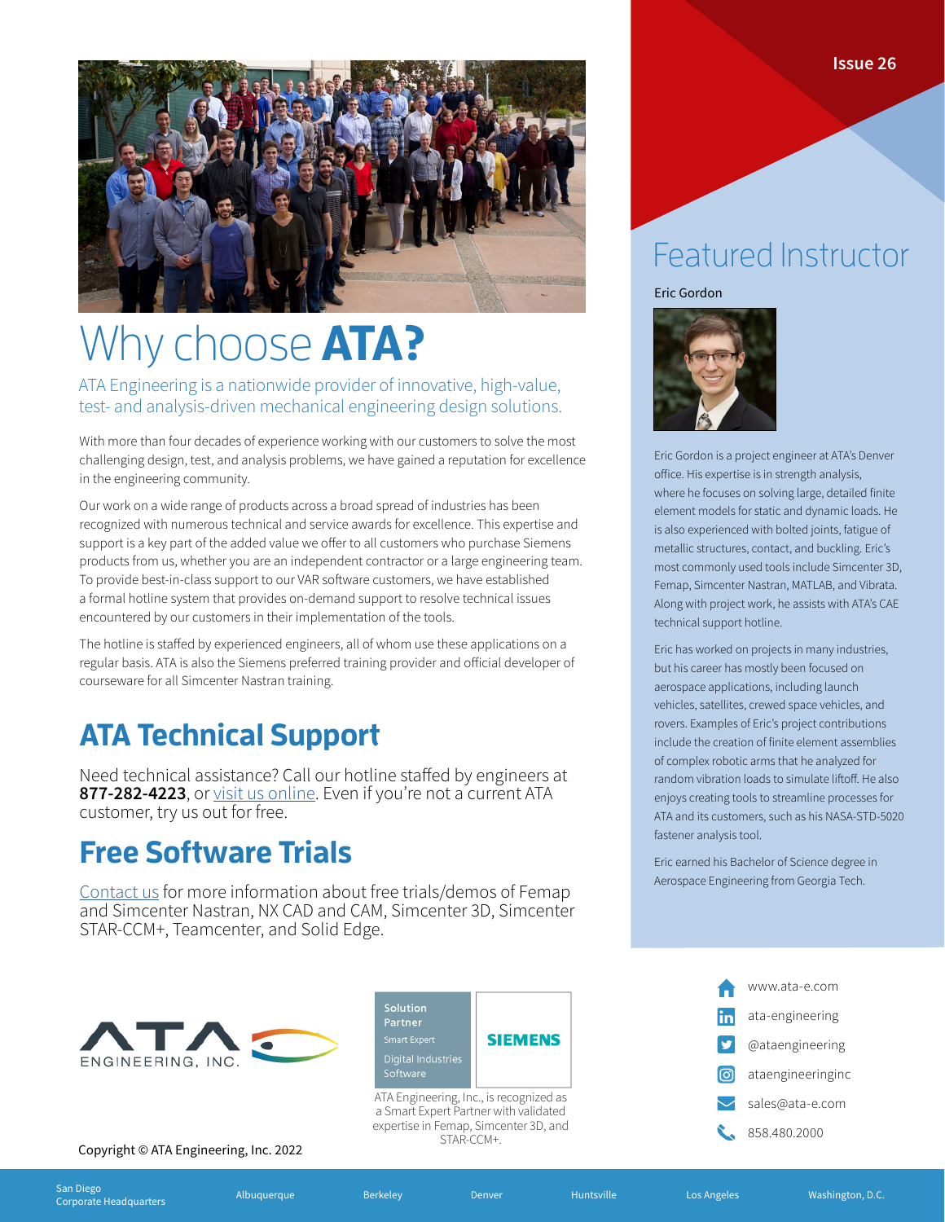# Why choose **ATA?**

ATA Engineering is a nationwide provider of innovative, high-value, test- and analysis-driven mechanical engineering design solutions.

With more than four decades of experience working with our customers to solve the most challenging design, test, and analysis problems, we have gained a reputation for excellence in the engineering community.

Our work on a wide range of products across a broad spread of industries has been recognized with numerous technical and service awards for excellence. This expertise and support is a key part of the added value we offer to all customers who purchase Siemens products from us, whether you are an independent contractor or a large engineering team. To provide best-in-class support to our VAR software customers, we have established a formal hotline system that provides on-demand support to resolve technical issues encountered by our customers in their implementation of the tools.

The hotline is staffed by experienced engineers, all of whom use these applications on a regular basis. ATA is also the Siemens preferred training provider and official developer of courseware for all Simcenter Nastran training.

## ATA Technical Support

Need technical assistance? Call our hotline staffed by engineers at **877-282-4223**, or visit us online. Even if you're not a current ATA customer, try us out for free.

## Free Software Trials

Contact us for more information about free trials/demos of Femap and Simcenter Nastran, NX CAD and CAM, Simcenter 3D, Simcenter STAR-CCM+, Teamcenter, and Solid Edge.

ATA ENGINEERING, INC.

Solution Partner
Smart Expert
Digital Industries Software
SIEMENS

ATA Engineering, Inc., is recognized as a Smart Expert Partner with validated expertise in Femap, Simcenter 3D, and STAR-CCM+.

Copyright © ATA Engineering, Inc. 2022

Issue 26

## Featured Instructor

Eric Gordon

Eric Gordon is a project engineer at ATA's Denver office. His expertise is in strength analysis, where he focuses on solving large, detailed finite element models for static and dynamic loads. He is also experienced with bolted joints, fatigue of metallic structures, contact, and buckling. Eric's most commonly used tools include Simcenter 3D, Femap, Simcenter Nastran, MATLAB, and Vibrata. Along with project work, he assists with ATA's CAE technical support hotline.

Eric has worked on projects in many industries, but his career has mostly been focused on aerospace applications, including launch vehicles, satellites, crewed space vehicles, and rovers. Examples of Eric's project contributions include the creation of finite element assemblies of complex robotic arms that he analyzed for random vibration loads to simulate liftoff. He also enjoys creating tools to streamline processes for ATA and its customers, such as his NASA-STD-5020 fastener analysis tool.

Eric earned his Bachelor of Science degree in Aerospace Engineering from Georgia Tech.

www.ata-e.com
ata-engineering
@ataengineering
ataengineeringinc
sales@ata-e.com
858.480.2000

San Diego Corporate Headquarters | Albuquerque | Berkeley | Denver | Huntsville | Los Angeles | Washington, D.C.